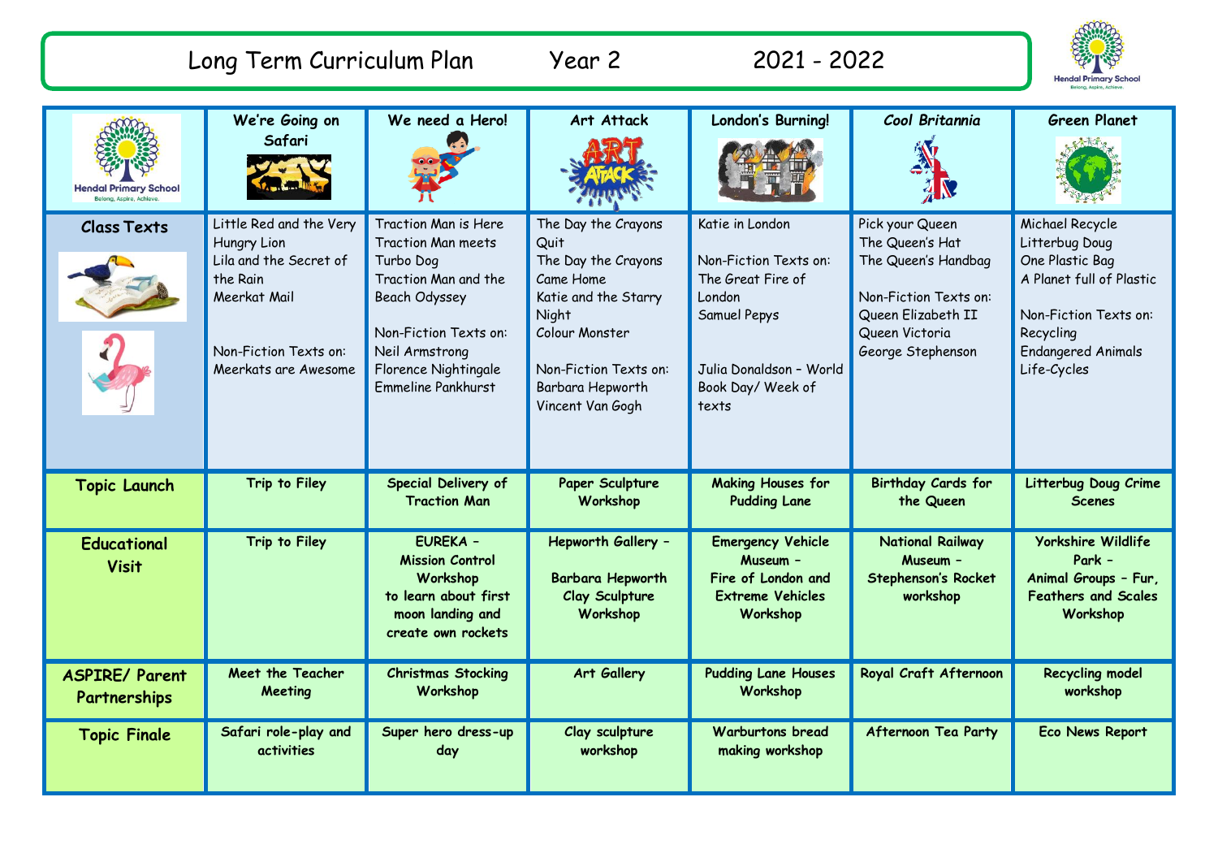# Long Term Curriculum Plan Year 2 2021 - 2022

| Hendal Primary School | We're Going on Safari | We need a Hero! | Art Attack | London's Burning! | Cool Britannia | Green Planet |
|---|---|---|---|---|---|---|
| **Class Texts** | Little Red and the Very Hungry Lion<br>Lila and the Secret of the Rain<br>Meerkat Mail<br><br>Non-Fiction Texts on:<br>Meerkats are Awesome | Traction Man is Here<br>Traction Man meets Turbo Dog<br>Traction Man and the Beach Odyssey<br><br>Non-Fiction Texts on:<br>Neil Armstrong<br>Florence Nightingale<br>Emmeline Pankhurst | The Day the Crayons Quit<br>The Day the Crayons Came Home<br>Katie and the Starry Night<br>Colour Monster<br><br>Non-Fiction Texts on:<br>Barbara Hepworth<br>Vincent Van Gogh | Katie in London<br><br>Non-Fiction Texts on:<br>The Great Fire of London<br>Samuel Pepys<br><br>Julia Donaldson – World Book Day/ Week of texts | Pick your Queen<br>The Queen's Hat<br>The Queen's Handbag<br><br>Non-Fiction Texts on:<br>Queen Elizabeth II<br>Queen Victoria<br>George Stephenson | Michael Recycle<br>Litterbug Doug<br>One Plastic Bag<br>A Planet full of Plastic<br><br>Non-Fiction Texts on:<br>Recycling<br>Endangered Animals<br>Life-Cycles |
| **Topic Launch** | Trip to Filey | Special Delivery of Traction Man | Paper Sculpture Workshop | Making Houses for Pudding Lane | Birthday Cards for the Queen | Litterbug Doug Crime Scenes |
| **Educational Visit** | Trip to Filey | EUREKA – Mission Control Workshop to learn about first moon landing and create own rockets | Hepworth Gallery – Barbara Hepworth Clay Sculpture Workshop | Emergency Vehicle Museum – Fire of London and Extreme Vehicles Workshop | National Railway Museum – Stephenson's Rocket workshop | Yorkshire Wildlife Park – Animal Groups – Fur, Feathers and Scales Workshop |
| **ASPIRE/ Parent Partnerships** | Meet the Teacher Meeting | Christmas Stocking Workshop | Art Gallery | Pudding Lane Houses Workshop | Royal Craft Afternoon | Recycling model workshop |
| **Topic Finale** | Safari role-play and activities | Super hero dress-up day | Clay sculpture workshop | Warburtons bread making workshop | Afternoon Tea Party | Eco News Report |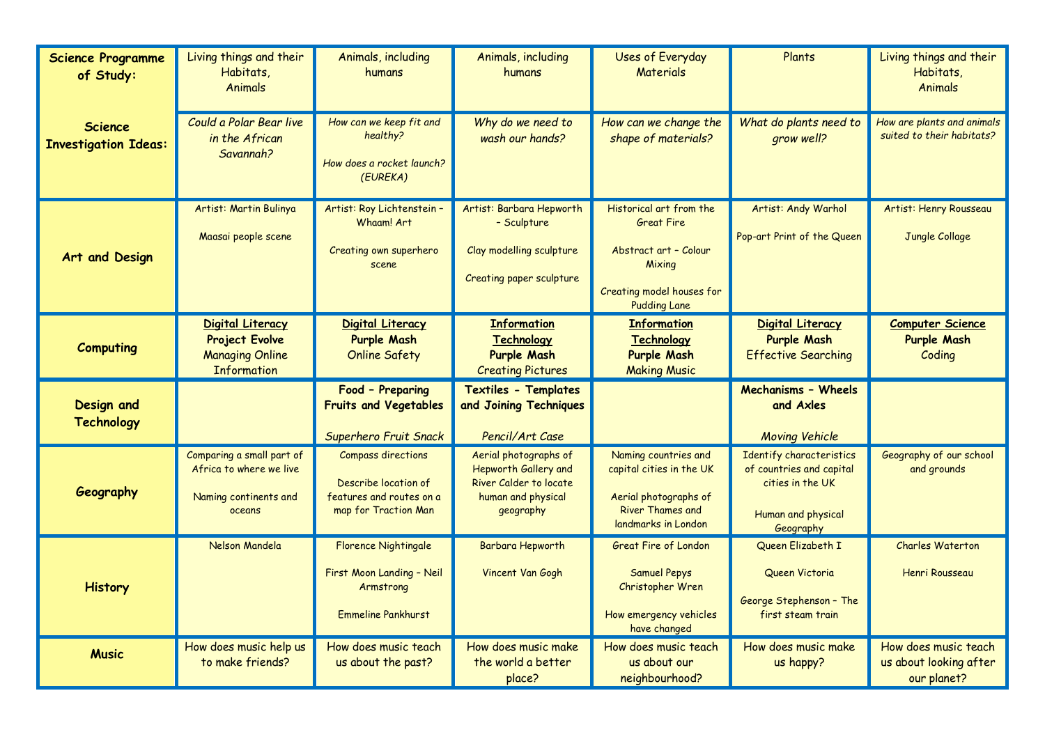| Science Programme of Study: | Living things and their Habitats, Animals | Animals, including humans | Animals, including humans | Uses of Everyday Materials | Plants | Living things and their Habitats, Animals |
|---|---|---|---|---|---|---|
| **Science Investigation Ideas:** | *Could a Polar Bear live in the African Savannah?* | *How can we keep fit and healthy?*<br><br>*How does a rocket launch? (EUREKA)* | *Why do we need to wash our hands?* | *How can we change the shape of materials?* | *What do plants need to grow well?* | *How are plants and animals suited to their habitats?* |
| **Art and Design** | Artist: Martin Bulinya<br><br>Maasai people scene | Artist: Roy Lichtenstein – Whaam! Art<br><br>Creating own superhero scene | Artist: Barbara Hepworth – Sculpture<br><br>Clay modelling sculpture<br><br>Creating paper sculpture | Historical art from the Great Fire<br><br>Abstract art – Colour Mixing<br><br>Creating model houses for Pudding Lane | Artist: Andy Warhol<br><br>Pop-art Print of the Queen | Artist: Henry Rousseau<br><br>Jungle Collage |
| **Computing** | **Digital Literacy**<br>**Project Evolve**<br>Managing Online Information | **Digital Literacy**<br>**Purple Mash**<br>Online Safety | **Information Technology**<br>**Purple Mash**<br>Creating Pictures | **Information Technology**<br>**Purple Mash**<br>Making Music | **Digital Literacy**<br>**Purple Mash**<br>Effective Searching | **Computer Science**<br>**Purple Mash**<br>Coding |
| **Design and Technology** | | **Food – Preparing Fruits and Vegetables**<br><br>*Superhero Fruit Snack* | **Textiles - Templates and Joining Techniques**<br><br>*Pencil/Art Case* | | **Mechanisms – Wheels and Axles**<br><br>*Moving Vehicle* | |
| **Geography** | Comparing a small part of Africa to where we live<br><br>Naming continents and oceans | Compass directions<br><br>Describe location of features and routes on a map for Traction Man | Aerial photographs of Hepworth Gallery and River Calder to locate human and physical geography | Naming countries and capital cities in the UK<br><br>Aerial photographs of River Thames and landmarks in London | Identify characteristics of countries and capital cities in the UK<br><br>Human and physical Geography | Geography of our school and grounds |
| **History** | Nelson Mandela | Florence Nightingale<br><br>First Moon Landing – Neil Armstrong<br><br>Emmeline Pankhurst | Barbara Hepworth<br><br>Vincent Van Gogh | Great Fire of London<br><br>Samuel Pepys<br>Christopher Wren<br><br>How emergency vehicles have changed | Queen Elizabeth I<br><br>Queen Victoria<br><br>George Stephenson – The first steam train | Charles Waterton<br><br>Henri Rousseau |
| **Music** | How does music help us to make friends? | How does music teach us about the past? | How does music make the world a better place? | How does music teach us about our neighbourhood? | How does music make us happy? | How does music teach us about looking after our planet? |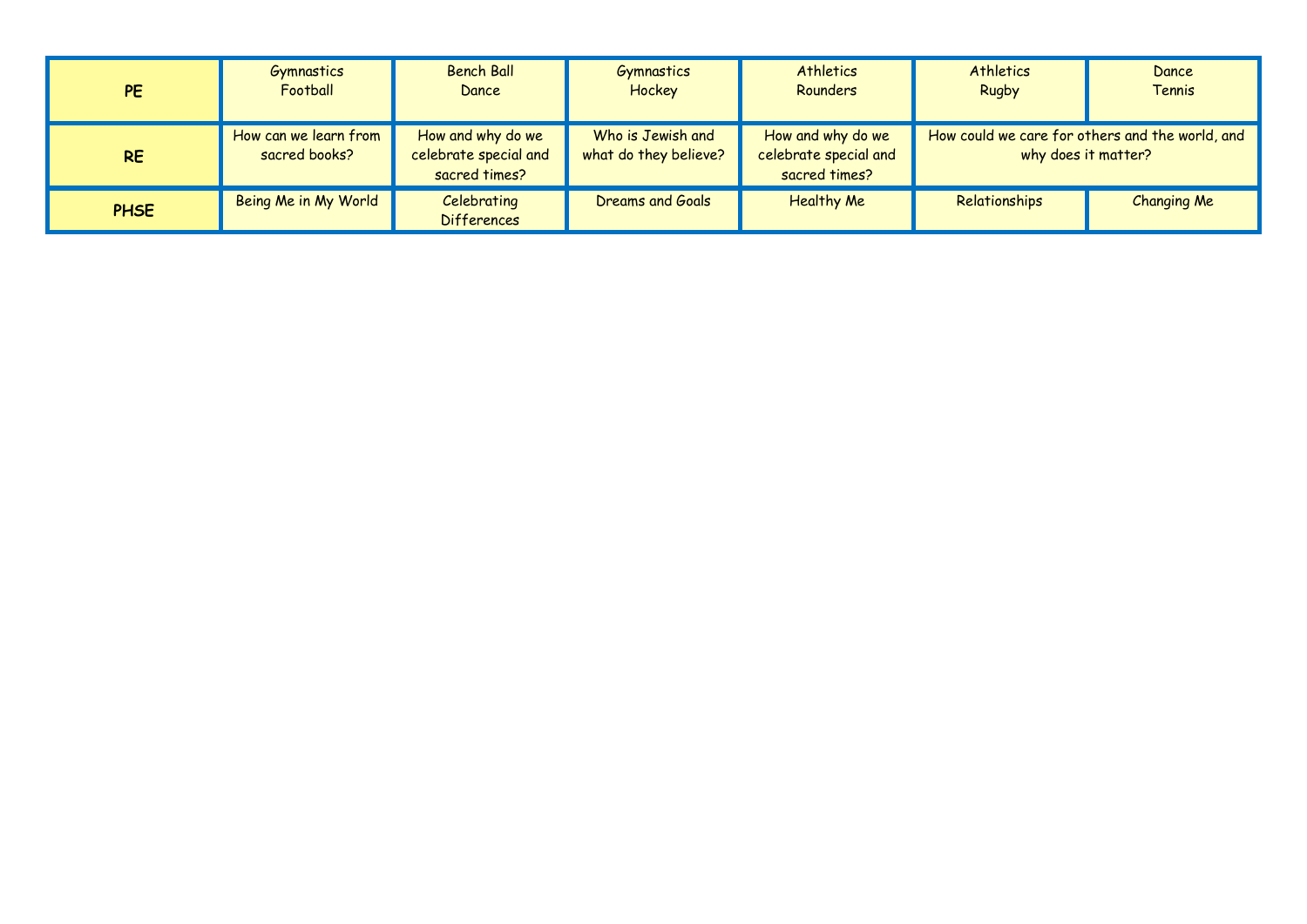| | | | | | | |
|---|---|---|---|---|---|---|
| **PE** | Gymnastics<br>Football | Bench Ball<br>Dance | Gymnastics<br>Hockey | Athletics<br>Rounders | Athletics<br>Rugby | Dance<br>Tennis |
| **RE** | How can we learn from sacred books? | How and why do we celebrate special and sacred times? | Who is Jewish and what do they believe? | How and why do we celebrate special and sacred times? | How could we care for others and the world, and why does it matter? | |
| **PHSE** | Being Me in My World | Celebrating Differences | Dreams and Goals | Healthy Me | Relationships | Changing Me |